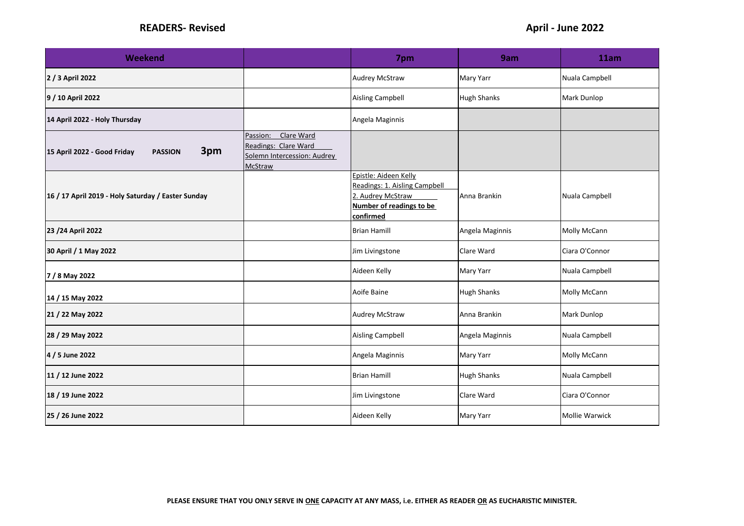**READERS- Revised** **April - June 2022**

| Weekend | | 7pm | 9am | 11am |
|---|---|---|---|---|
| **2 / 3 April 2022** | | Audrey McStraw | Mary Yarr | Nuala Campbell |
| **9 / 10 April 2022** | | Aisling Campbell | Hugh Shanks | Mark Dunlop |
| **14 April 2022 - Holy Thursday** | | Angela Maginnis | | |
| **15 April 2022 - Good Friday PASSION 3pm** | Passion: Clare Ward<br>Readings: Clare Ward<br>Solemn Intercession: Audrey McStraw | | | |
| **16 / 17 April 2019 - Holy Saturday / Easter Sunday** | | Epistle: Aideen Kelly<br>Readings: 1. Aisling Campbell<br>2. Audrey McStraw<br>**Number of readings to be confirmed** | Anna Brankin | Nuala Campbell |
| **23 /24 April 2022** | | Brian Hamill | Angela Maginnis | Molly McCann |
| **30 April / 1 May 2022** | | Jim Livingstone | Clare Ward | Ciara O'Connor |
| **7 / 8 May 2022** | | Aideen Kelly | Mary Yarr | Nuala Campbell |
| **14 / 15 May 2022** | | Aoife Baine | Hugh Shanks | Molly McCann |
| **21 / 22 May 2022** | | Audrey McStraw | Anna Brankin | Mark Dunlop |
| **28 / 29 May 2022** | | Aisling Campbell | Angela Maginnis | Nuala Campbell |
| **4 / 5 June 2022** | | Angela Maginnis | Mary Yarr | Molly McCann |
| **11 / 12 June 2022** | | Brian Hamill | Hugh Shanks | Nuala Campbell |
| **18 / 19 June 2022** | | Jim Livingstone | Clare Ward | Ciara O'Connor |
| **25 / 26 June 2022** | | Aideen Kelly | Mary Yarr | Mollie Warwick |

**PLEASE ENSURE THAT YOU ONLY SERVE IN ONE CAPACITY AT ANY MASS, i.e. EITHER AS READER OR AS EUCHARISTIC MINISTER.**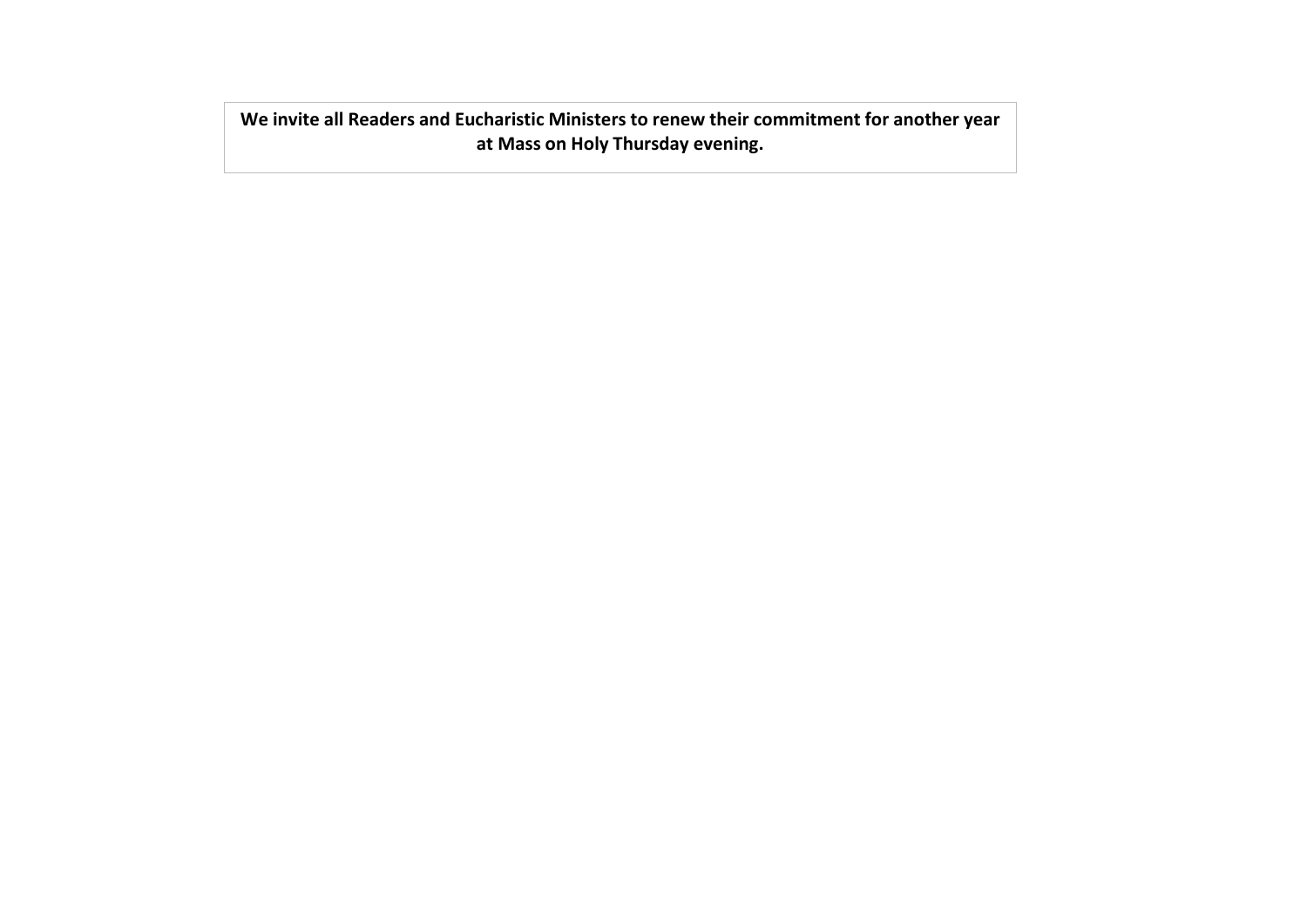**We invite all Readers and Eucharistic Ministers to renew their commitment for another year at Mass on Holy Thursday evening.**